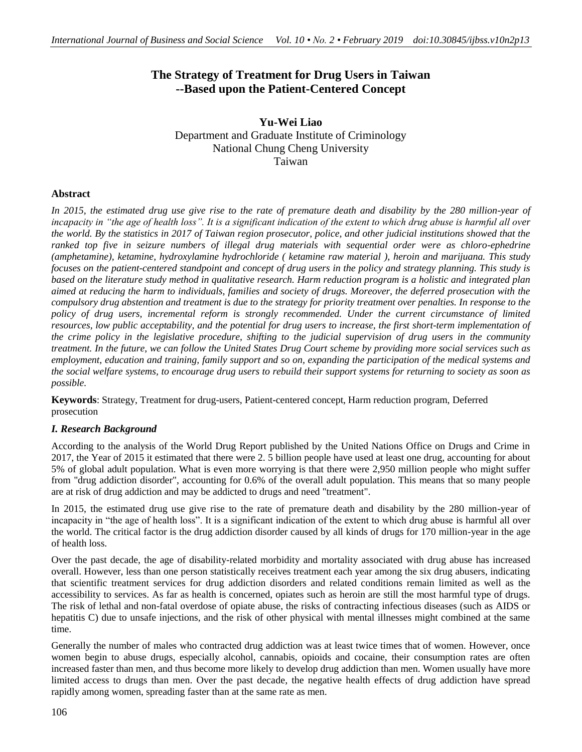# The Strategy of Treatment for Drug Users in Taiwan --Based upon the Patient-Centered Concept

**Yu-Wei Liao**
Department and Graduate Institute of Criminology
National Chung Cheng University
Taiwan

## Abstract

*In 2015, the estimated drug use give rise to the rate of premature death and disability by the 280 million-year of incapacity in "the age of health loss". It is a significant indication of the extent to which drug abuse is harmful all over the world. By the statistics in 2017 of Taiwan region prosecutor, police, and other judicial institutions showed that the ranked top five in seizure numbers of illegal drug materials with sequential order were as chloro-ephedrine (amphetamine), ketamine, hydroxylamine hydrochloride ( ketamine raw material ), heroin and marijuana. This study focuses on the patient-centered standpoint and concept of drug users in the policy and strategy planning. This study is based on the literature study method in qualitative research. Harm reduction program is a holistic and integrated plan aimed at reducing the harm to individuals, families and society of drugs. Moreover, the deferred prosecution with the compulsory drug abstention and treatment is due to the strategy for priority treatment over penalties. In response to the policy of drug users, incremental reform is strongly recommended. Under the current circumstance of limited resources, low public acceptability, and the potential for drug users to increase, the first short-term implementation of the crime policy in the legislative procedure, shifting to the judicial supervision of drug users in the community treatment. In the future, we can follow the United States Drug Court scheme by providing more social services such as employment, education and training, family support and so on, expanding the participation of the medical systems and the social welfare systems, to encourage drug users to rebuild their support systems for returning to society as soon as possible.*

**Keywords**: Strategy, Treatment for drug-users, Patient-centered concept, Harm reduction program, Deferred prosecution

## *I. Research Background*

According to the analysis of the World Drug Report published by the United Nations Office on Drugs and Crime in 2017, the Year of 2015 it estimated that there were 2. 5 billion people have used at least one drug, accounting for about 5% of global adult population. What is even more worrying is that there were 2,950 million people who might suffer from "drug addiction disorder", accounting for 0.6% of the overall adult population. This means that so many people are at risk of drug addiction and may be addicted to drugs and need "treatment".

In 2015, the estimated drug use give rise to the rate of premature death and disability by the 280 million-year of incapacity in "the age of health loss". It is a significant indication of the extent to which drug abuse is harmful all over the world. The critical factor is the drug addiction disorder caused by all kinds of drugs for 170 million-year in the age of health loss.

Over the past decade, the age of disability-related morbidity and mortality associated with drug abuse has increased overall. However, less than one person statistically receives treatment each year among the six drug abusers, indicating that scientific treatment services for drug addiction disorders and related conditions remain limited as well as the accessibility to services. As far as health is concerned, opiates such as heroin are still the most harmful type of drugs. The risk of lethal and non-fatal overdose of opiate abuse, the risks of contracting infectious diseases (such as AIDS or hepatitis C) due to unsafe injections, and the risk of other physical with mental illnesses might combined at the same time.

Generally the number of males who contracted drug addiction was at least twice times that of women. However, once women begin to abuse drugs, especially alcohol, cannabis, opioids and cocaine, their consumption rates are often increased faster than men, and thus become more likely to develop drug addiction than men. Women usually have more limited access to drugs than men. Over the past decade, the negative health effects of drug addiction have spread rapidly among women, spreading faster than at the same rate as men.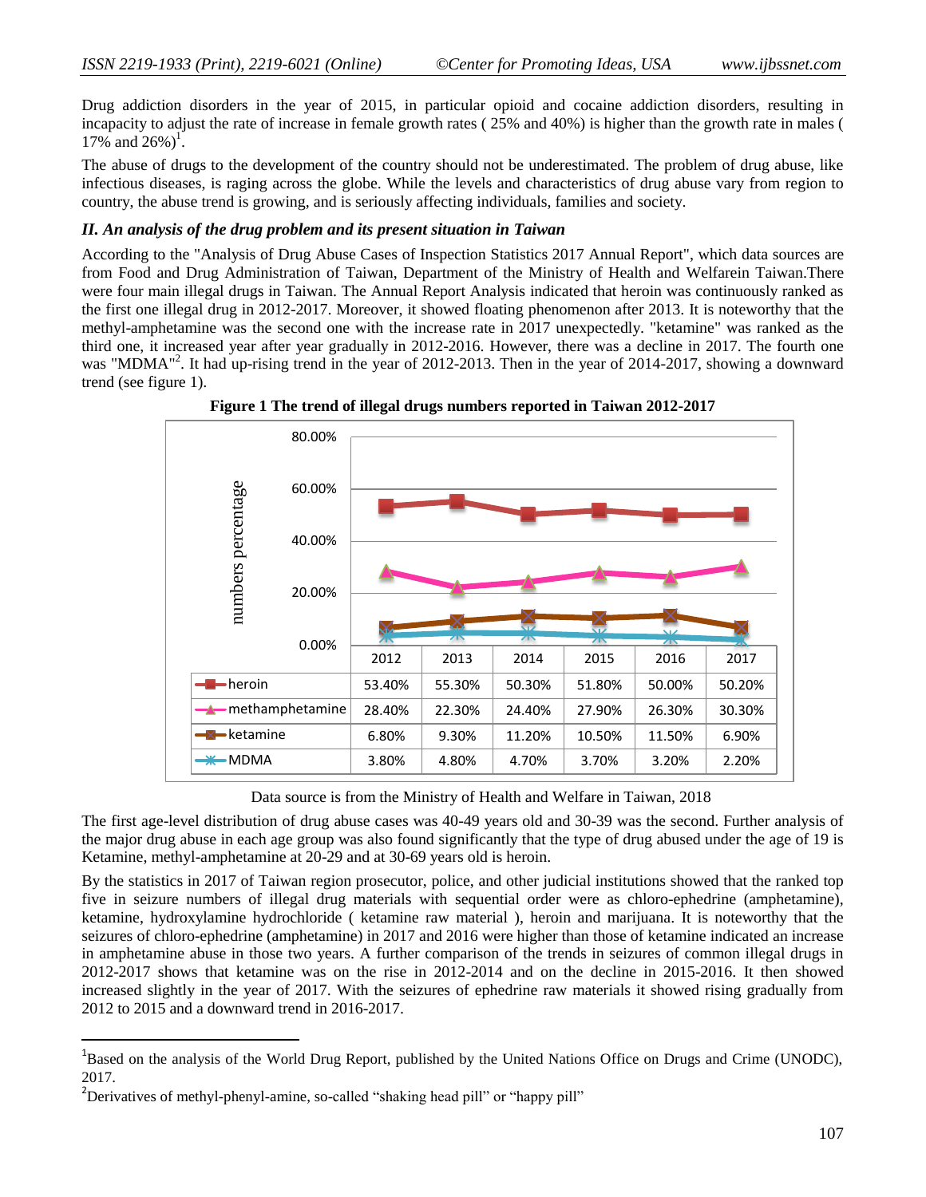Drug addiction disorders in the year of 2015, in particular opioid and cocaine addiction disorders, resulting in incapacity to adjust the rate of increase in female growth rates ( 25% and 40%) is higher than the growth rate in males ( 17% and 26%)[1].

The abuse of drugs to the development of the country should not be underestimated. The problem of drug abuse, like infectious diseases, is raging across the globe. While the levels and characteristics of drug abuse vary from region to country, the abuse trend is growing, and is seriously affecting individuals, families and society.

### *II. An analysis of the drug problem and its present situation in Taiwan*

According to the "Analysis of Drug Abuse Cases of Inspection Statistics 2017 Annual Report", which data sources are from Food and Drug Administration of Taiwan, Department of the Ministry of Health and Welfarein Taiwan.There were four main illegal drugs in Taiwan. The Annual Report Analysis indicated that heroin was continuously ranked as the first one illegal drug in 2012-2017. Moreover, it showed floating phenomenon after 2013. It is noteworthy that the methyl-amphetamine was the second one with the increase rate in 2017 unexpectedly. "ketamine" was ranked as the third one, it increased year after year gradually in 2012-2016. However, there was a decline in 2017. The fourth one was "MDMA"[2]. It had up-rising trend in the year of 2012-2013. Then in the year of 2014-2017, showing a downward trend (see figure 1).

**Figure 1 The trend of illegal drugs numbers reported in Taiwan 2012-2017**

| | 2012 | 2013 | 2014 | 2015 | 2016 | 2017 |
|---|---|---|---|---|---|---|
| heroin | 53.40% | 55.30% | 50.30% | 51.80% | 50.00% | 50.20% |
| methamphetamine | 28.40% | 22.30% | 24.40% | 27.90% | 26.30% | 30.30% |
| ketamine | 6.80% | 9.30% | 11.20% | 10.50% | 11.50% | 6.90% |
| MDMA | 3.80% | 4.80% | 4.70% | 3.70% | 3.20% | 2.20% |

Data source is from the Ministry of Health and Welfare in Taiwan, 2018

The first age-level distribution of drug abuse cases was 40-49 years old and 30-39 was the second. Further analysis of the major drug abuse in each age group was also found significantly that the type of drug abused under the age of 19 is Ketamine, methyl-amphetamine at 20-29 and at 30-69 years old is heroin.

By the statistics in 2017 of Taiwan region prosecutor, police, and other judicial institutions showed that the ranked top five in seizure numbers of illegal drug materials with sequential order were as chloro-ephedrine (amphetamine), ketamine, hydroxylamine hydrochloride ( ketamine raw material ), heroin and marijuana. It is noteworthy that the seizures of chloro-ephedrine (amphetamine) in 2017 and 2016 were higher than those of ketamine indicated an increase in amphetamine abuse in those two years. A further comparison of the trends in seizures of common illegal drugs in 2012-2017 shows that ketamine was on the rise in 2012-2014 and on the decline in 2015-2016. It then showed increased slightly in the year of 2017. With the seizures of ephedrine raw materials it showed rising gradually from 2012 to 2015 and a downward trend in 2016-2017.

---

[1]Based on the analysis of the World Drug Report, published by the United Nations Office on Drugs and Crime (UNODC), 2017.

[2]Derivatives of methyl-phenyl-amine, so-called "shaking head pill" or "happy pill"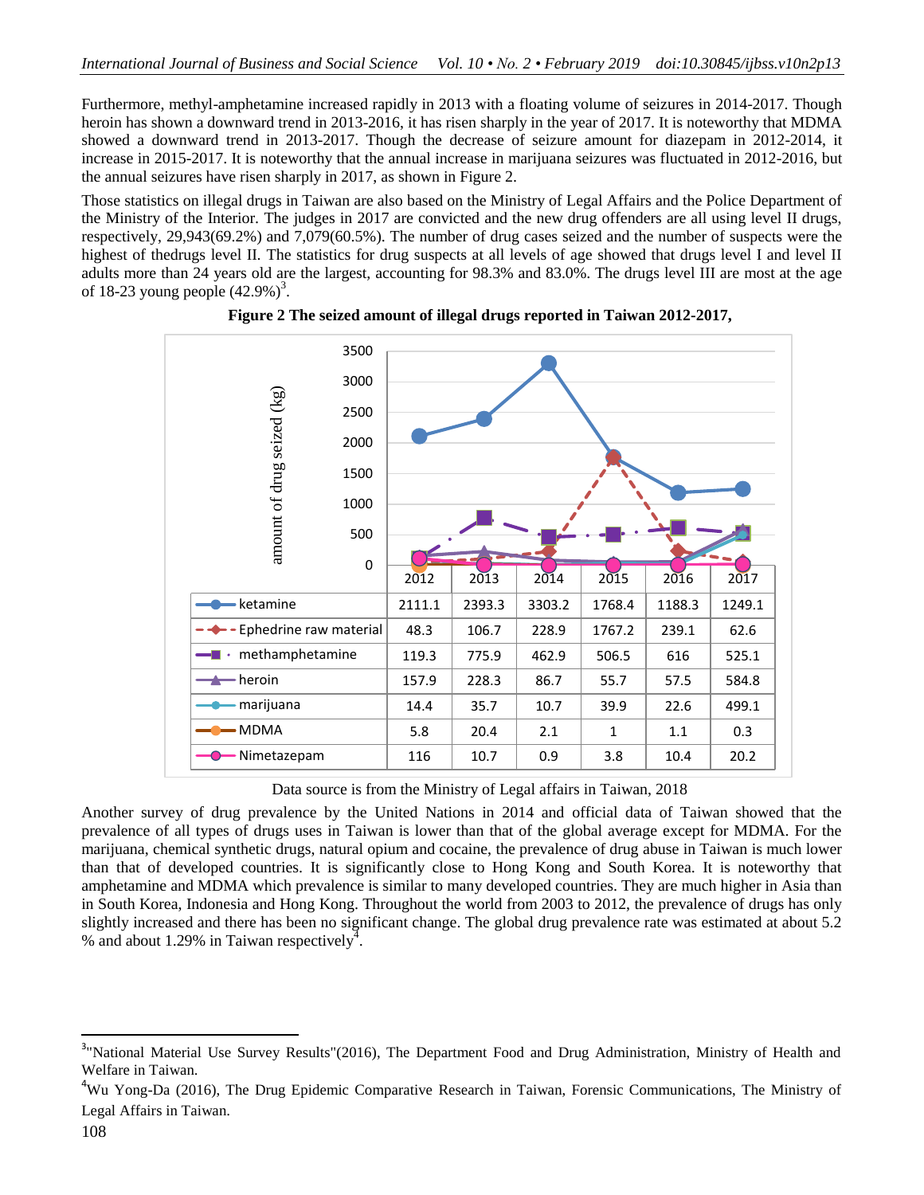Furthermore, methyl-amphetamine increased rapidly in 2013 with a floating volume of seizures in 2014-2017. Though heroin has shown a downward trend in 2013-2016, it has risen sharply in the year of 2017. It is noteworthy that MDMA showed a downward trend in 2013-2017. Though the decrease of seizure amount for diazepam in 2012-2014, it increase in 2015-2017. It is noteworthy that the annual increase in marijuana seizures was fluctuated in 2012-2016, but the annual seizures have risen sharply in 2017, as shown in Figure 2.

Those statistics on illegal drugs in Taiwan are also based on the Ministry of Legal Affairs and the Police Department of the Ministry of the Interior. The judges in 2017 are convicted and the new drug offenders are all using level II drugs, respectively, 29,943(69.2%) and 7,079(60.5%). The number of drug cases seized and the number of suspects were the highest of thedrugs level II. The statistics for drug suspects at all levels of age showed that drugs level I and level II adults more than 24 years old are the largest, accounting for 98.3% and 83.0%. The drugs level III are most at the age of 18-23 young people (42.9%)[3].

**Figure 2 The seized amount of illegal drugs reported in Taiwan 2012-2017,**

| | 2012 | 2013 | 2014 | 2015 | 2016 | 2017 |
|---|---|---|---|---|---|---|
| ketamine | 2111.1 | 2393.3 | 3303.2 | 1768.4 | 1188.3 | 1249.1 |
| Ephedrine raw material | 48.3 | 106.7 | 228.9 | 1767.2 | 239.1 | 62.6 |
| methamphetamine | 119.3 | 775.9 | 462.9 | 506.5 | 616 | 525.1 |
| heroin | 157.9 | 228.3 | 86.7 | 55.7 | 57.5 | 584.8 |
| marijuana | 14.4 | 35.7 | 10.7 | 39.9 | 22.6 | 499.1 |
| MDMA | 5.8 | 20.4 | 2.1 | 1 | 1.1 | 0.3 |
| Nimetazepam | 116 | 10.7 | 0.9 | 3.8 | 10.4 | 20.2 |

Data source is from the Ministry of Legal affairs in Taiwan, 2018

Another survey of drug prevalence by the United Nations in 2014 and official data of Taiwan showed that the prevalence of all types of drugs uses in Taiwan is lower than that of the global average except for MDMA. For the marijuana, chemical synthetic drugs, natural opium and cocaine, the prevalence of drug abuse in Taiwan is much lower than that of developed countries. It is significantly close to Hong Kong and South Korea. It is noteworthy that amphetamine and MDMA which prevalence is similar to many developed countries. They are much higher in Asia than in South Korea, Indonesia and Hong Kong. Throughout the world from 2003 to 2012, the prevalence of drugs has only slightly increased and there has been no significant change. The global drug prevalence rate was estimated at about 5.2 % and about 1.29% in Taiwan respectively[4].

---

[3] "National Material Use Survey Results"(2016), The Department Food and Drug Administration, Ministry of Health and Welfare in Taiwan.

[4] Wu Yong-Da (2016), The Drug Epidemic Comparative Research in Taiwan, Forensic Communications, The Ministry of Legal Affairs in Taiwan.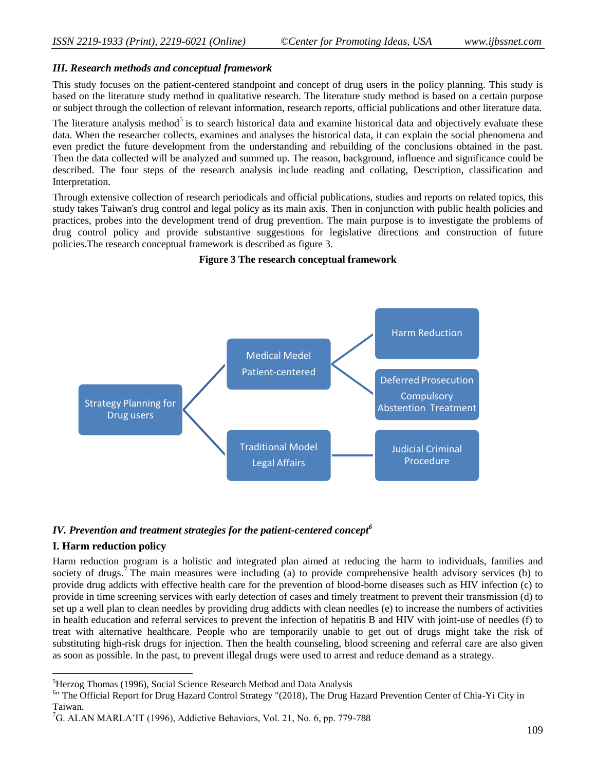### *III. Research methods and conceptual framework*

This study focuses on the patient-centered standpoint and concept of drug users in the policy planning. This study is based on the literature study method in qualitative research. The literature study method is based on a certain purpose or subject through the collection of relevant information, research reports, official publications and other literature data.

The literature analysis method[5] is to search historical data and examine historical data and objectively evaluate these data. When the researcher collects, examines and analyses the historical data, it can explain the social phenomena and even predict the future development from the understanding and rebuilding of the conclusions obtained in the past. Then the data collected will be analyzed and summed up. The reason, background, influence and significance could be described. The four steps of the research analysis include reading and collating, Description, classification and Interpretation.

Through extensive collection of research periodicals and official publications, studies and reports on related topics, this study takes Taiwan's drug control and legal policy as its main axis. Then in conjunction with public health policies and practices, probes into the development trend of drug prevention. The main purpose is to investigate the problems of drug control policy and provide substantive suggestions for legislative directions and construction of future policies.The research conceptual framework is described as figure 3.

**Figure 3 The research conceptual framework**

- Strategy Planning for Drug users
  - Medical Medel Patient-centered
    - Harm Reduction
    - Deferred Prosecution Compulsory Abstention Treatment
  - Traditional Model Legal Affairs
    - Judicial Criminal Procedure

### *IV. Prevention and treatment strategies for the patient-centered concept[6]*

### I. Harm reduction policy

Harm reduction program is a holistic and integrated plan aimed at reducing the harm to individuals, families and society of drugs.[7] The main measures were including (a) to provide comprehensive health advisory services (b) to provide drug addicts with effective health care for the prevention of blood-borne diseases such as HIV infection (c) to provide in time screening services with early detection of cases and timely treatment to prevent their transmission (d) to set up a well plan to clean needles by providing drug addicts with clean needles (e) to increase the numbers of activities in health education and referral services to prevent the infection of hepatitis B and HIV with joint-use of needles (f) to treat with alternative healthcare. People who are temporarily unable to get out of drugs might take the risk of substituting high-risk drugs for injection. Then the health counseling, blood screening and referral care are also given as soon as possible. In the past, to prevent illegal drugs were used to arrest and reduce demand as a strategy.

---

[5]Herzog Thomas (1996), Social Science Research Method and Data Analysis

[6]" The Official Report for Drug Hazard Control Strategy "(2018), The Drug Hazard Prevention Center of Chia-Yi City in Taiwan.

[7]G. ALAN MARLA'IT (1996), Addictive Behaviors, Vol. 21, No. 6, pp. 779-788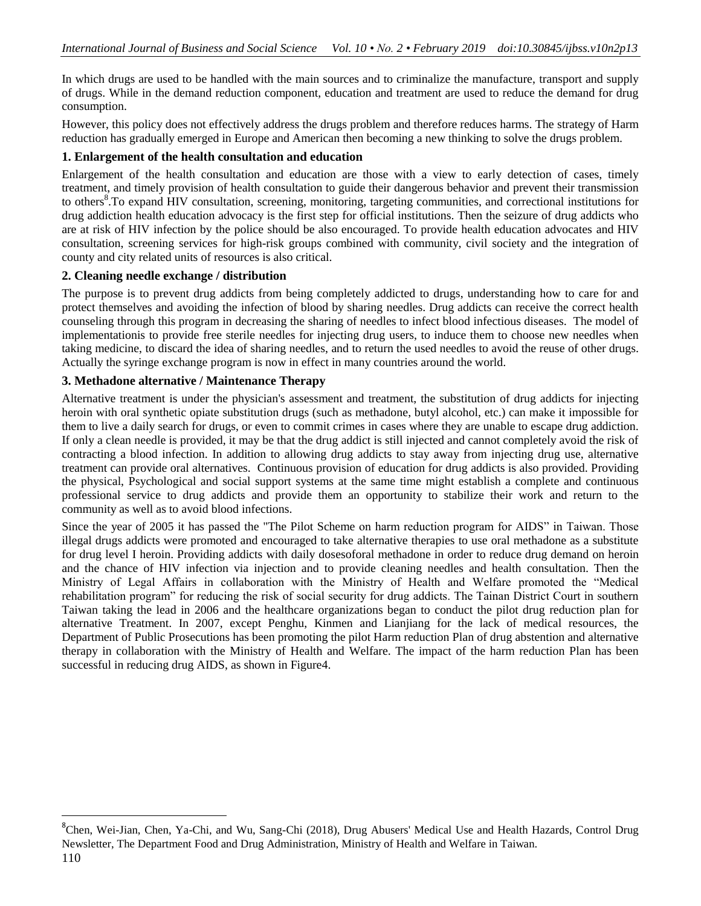In which drugs are used to be handled with the main sources and to criminalize the manufacture, transport and supply of drugs. While in the demand reduction component, education and treatment are used to reduce the demand for drug consumption.

However, this policy does not effectively address the drugs problem and therefore reduces harms. The strategy of Harm reduction has gradually emerged in Europe and American then becoming a new thinking to solve the drugs problem.

### 1. Enlargement of the health consultation and education

Enlargement of the health consultation and education are those with a view to early detection of cases, timely treatment, and timely provision of health consultation to guide their dangerous behavior and prevent their transmission to others[8].To expand HIV consultation, screening, monitoring, targeting communities, and correctional institutions for drug addiction health education advocacy is the first step for official institutions. Then the seizure of drug addicts who are at risk of HIV infection by the police should be also encouraged. To provide health education advocates and HIV consultation, screening services for high-risk groups combined with community, civil society and the integration of county and city related units of resources is also critical.

### 2. Cleaning needle exchange / distribution

The purpose is to prevent drug addicts from being completely addicted to drugs, understanding how to care for and protect themselves and avoiding the infection of blood by sharing needles. Drug addicts can receive the correct health counseling through this program in decreasing the sharing of needles to infect blood infectious diseases. The model of implementationis to provide free sterile needles for injecting drug users, to induce them to choose new needles when taking medicine, to discard the idea of sharing needles, and to return the used needles to avoid the reuse of other drugs. Actually the syringe exchange program is now in effect in many countries around the world.

### 3. Methadone alternative / Maintenance Therapy

Alternative treatment is under the physician's assessment and treatment, the substitution of drug addicts for injecting heroin with oral synthetic opiate substitution drugs (such as methadone, butyl alcohol, etc.) can make it impossible for them to live a daily search for drugs, or even to commit crimes in cases where they are unable to escape drug addiction. If only a clean needle is provided, it may be that the drug addict is still injected and cannot completely avoid the risk of contracting a blood infection. In addition to allowing drug addicts to stay away from injecting drug use, alternative treatment can provide oral alternatives. Continuous provision of education for drug addicts is also provided. Providing the physical, Psychological and social support systems at the same time might establish a complete and continuous professional service to drug addicts and provide them an opportunity to stabilize their work and return to the community as well as to avoid blood infections.

Since the year of 2005 it has passed the "The Pilot Scheme on harm reduction program for AIDS" in Taiwan. Those illegal drugs addicts were promoted and encouraged to take alternative therapies to use oral methadone as a substitute for drug level I heroin. Providing addicts with daily dosesoforal methadone in order to reduce drug demand on heroin and the chance of HIV infection via injection and to provide cleaning needles and health consultation. Then the Ministry of Legal Affairs in collaboration with the Ministry of Health and Welfare promoted the "Medical rehabilitation program" for reducing the risk of social security for drug addicts. The Tainan District Court in southern Taiwan taking the lead in 2006 and the healthcare organizations began to conduct the pilot drug reduction plan for alternative Treatment. In 2007, except Penghu, Kinmen and Lianjiang for the lack of medical resources, the Department of Public Prosecutions has been promoting the pilot Harm reduction Plan of drug abstention and alternative therapy in collaboration with the Ministry of Health and Welfare. The impact of the harm reduction Plan has been successful in reducing drug AIDS, as shown in Figure4.

---

[8] Chen, Wei-Jian, Chen, Ya-Chi, and Wu, Sang-Chi (2018), Drug Abusers' Medical Use and Health Hazards, Control Drug Newsletter, The Department Food and Drug Administration, Ministry of Health and Welfare in Taiwan.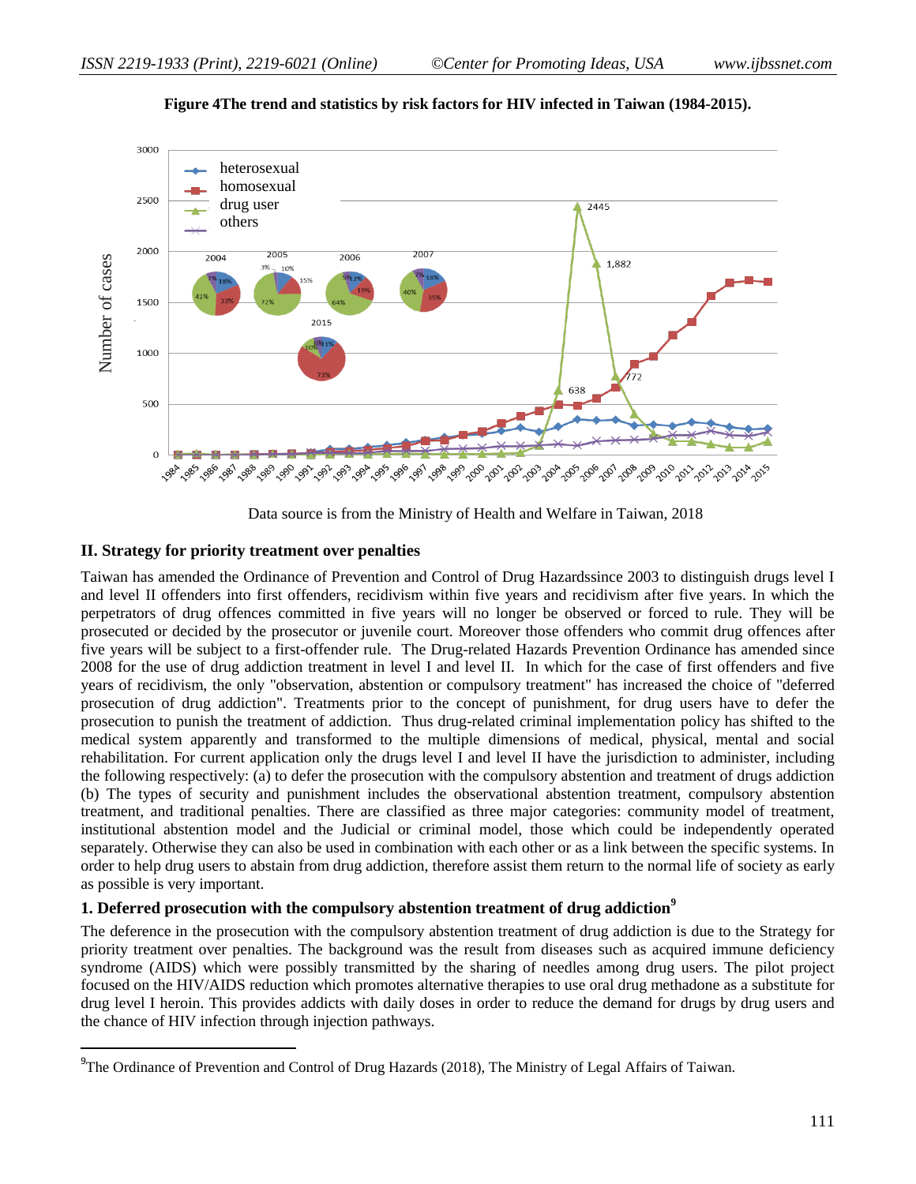**Figure 4The trend and statistics by risk factors for HIV infected in Taiwan (1984-2015).**

Data source is from the Ministry of Health and Welfare in Taiwan, 2018

## II. Strategy for priority treatment over penalties

Taiwan has amended the Ordinance of Prevention and Control of Drug Hazardssince 2003 to distinguish drugs level I and level II offenders into first offenders, recidivism within five years and recidivism after five years. In which the perpetrators of drug offences committed in five years will no longer be observed or forced to rule. They will be prosecuted or decided by the prosecutor or juvenile court. Moreover those offenders who commit drug offences after five years will be subject to a first-offender rule. The Drug-related Hazards Prevention Ordinance has amended since 2008 for the use of drug addiction treatment in level I and level II. In which for the case of first offenders and five years of recidivism, the only "observation, abstention or compulsory treatment" has increased the choice of "deferred prosecution of drug addiction". Treatments prior to the concept of punishment, for drug users have to defer the prosecution to punish the treatment of addiction. Thus drug-related criminal implementation policy has shifted to the medical system apparently and transformed to the multiple dimensions of medical, physical, mental and social rehabilitation. For current application only the drugs level I and level II have the jurisdiction to administer, including the following respectively: (a) to defer the prosecution with the compulsory abstention and treatment of drugs addiction (b) The types of security and punishment includes the observational abstention treatment, compulsory abstention treatment, and traditional penalties. There are classified as three major categories: community model of treatment, institutional abstention model and the Judicial or criminal model, those which could be independently operated separately. Otherwise they can also be used in combination with each other or as a link between the specific systems. In order to help drug users to abstain from drug addiction, therefore assist them return to the normal life of society as early as possible is very important.

### 1. Deferred prosecution with the compulsory abstention treatment of drug addiction[9]

The deference in the prosecution with the compulsory abstention treatment of drug addiction is due to the Strategy for priority treatment over penalties. The background was the result from diseases such as acquired immune deficiency syndrome (AIDS) which were possibly transmitted by the sharing of needles among drug users. The pilot project focused on the HIV/AIDS reduction which promotes alternative therapies to use oral drug methadone as a substitute for drug level I heroin. This provides addicts with daily doses in order to reduce the demand for drugs by drug users and the chance of HIV infection through injection pathways.

[9]The Ordinance of Prevention and Control of Drug Hazards (2018), The Ministry of Legal Affairs of Taiwan.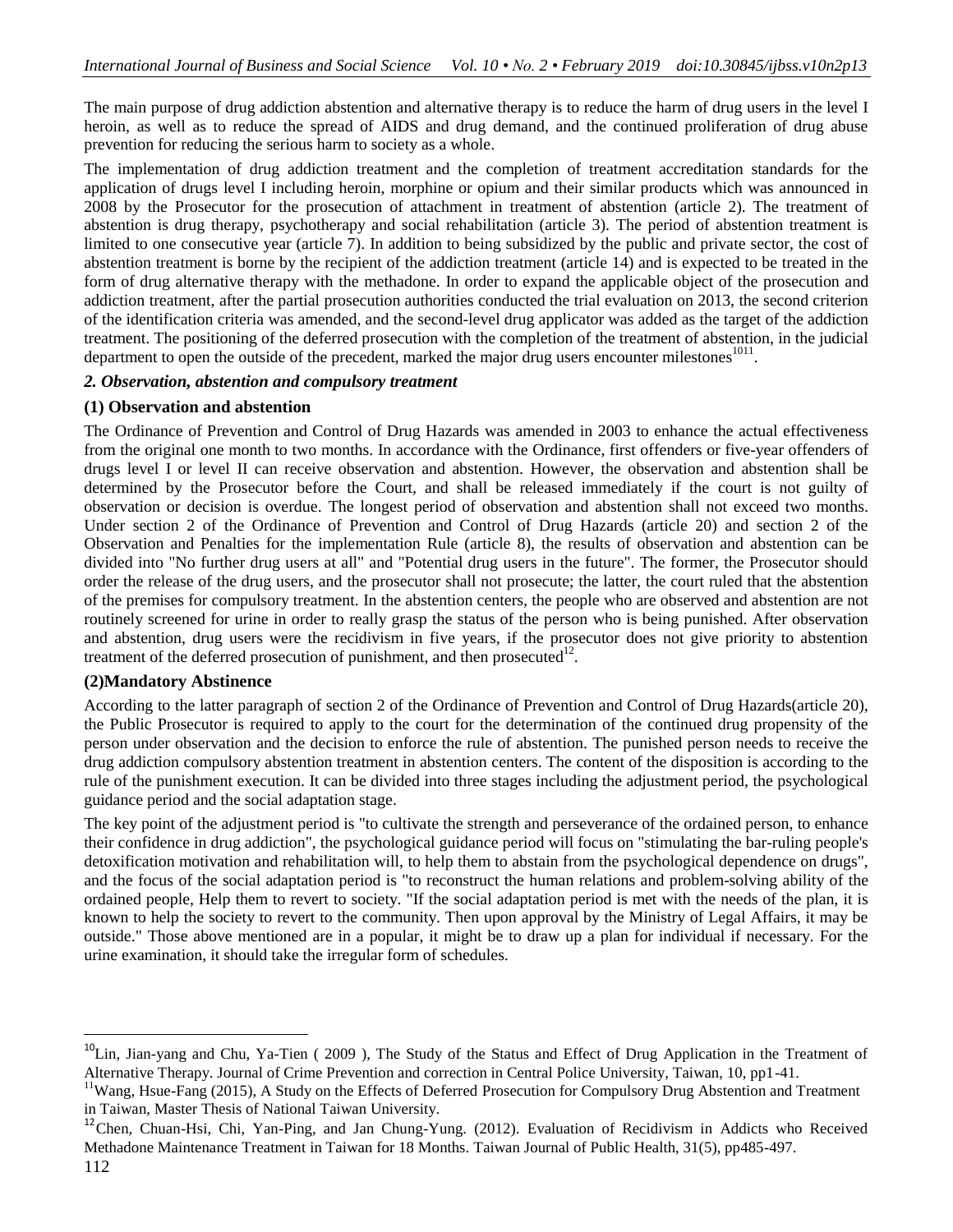The main purpose of drug addiction abstention and alternative therapy is to reduce the harm of drug users in the level I heroin, as well as to reduce the spread of AIDS and drug demand, and the continued proliferation of drug abuse prevention for reducing the serious harm to society as a whole.

The implementation of drug addiction treatment and the completion of treatment accreditation standards for the application of drugs level I including heroin, morphine or opium and their similar products which was announced in 2008 by the Prosecutor for the prosecution of attachment in treatment of abstention (article 2). The treatment of abstention is drug therapy, psychotherapy and social rehabilitation (article 3). The period of abstention treatment is limited to one consecutive year (article 7). In addition to being subsidized by the public and private sector, the cost of abstention treatment is borne by the recipient of the addiction treatment (article 14) and is expected to be treated in the form of drug alternative therapy with the methadone. In order to expand the applicable object of the prosecution and addiction treatment, after the partial prosecution authorities conducted the trial evaluation on 2013, the second criterion of the identification criteria was amended, and the second-level drug applicator was added as the target of the addiction treatment. The positioning of the deferred prosecution with the completion of the treatment of abstention, in the judicial department to open the outside of the precedent, marked the major drug users encounter milestones[10][11].

### *2. Observation, abstention and compulsory treatment*

#### (1) Observation and abstention

The Ordinance of Prevention and Control of Drug Hazards was amended in 2003 to enhance the actual effectiveness from the original one month to two months. In accordance with the Ordinance, first offenders or five-year offenders of drugs level I or level II can receive observation and abstention. However, the observation and abstention shall be determined by the Prosecutor before the Court, and shall be released immediately if the court is not guilty of observation or decision is overdue. The longest period of observation and abstention shall not exceed two months. Under section 2 of the Ordinance of Prevention and Control of Drug Hazards (article 20) and section 2 of the Observation and Penalties for the implementation Rule (article 8), the results of observation and abstention can be divided into "No further drug users at all" and "Potential drug users in the future". The former, the Prosecutor should order the release of the drug users, and the prosecutor shall not prosecute; the latter, the court ruled that the abstention of the premises for compulsory treatment. In the abstention centers, the people who are observed and abstention are not routinely screened for urine in order to really grasp the status of the person who is being punished. After observation and abstention, drug users were the recidivism in five years, if the prosecutor does not give priority to abstention treatment of the deferred prosecution of punishment, and then prosecuted[12].

#### (2)Mandatory Abstinence

According to the latter paragraph of section 2 of the Ordinance of Prevention and Control of Drug Hazards(article 20), the Public Prosecutor is required to apply to the court for the determination of the continued drug propensity of the person under observation and the decision to enforce the rule of abstention. The punished person needs to receive the drug addiction compulsory abstention treatment in abstention centers. The content of the disposition is according to the rule of the punishment execution. It can be divided into three stages including the adjustment period, the psychological guidance period and the social adaptation stage.

The key point of the adjustment period is "to cultivate the strength and perseverance of the ordained person, to enhance their confidence in drug addiction", the psychological guidance period will focus on "stimulating the bar-ruling people's detoxification motivation and rehabilitation will, to help them to abstain from the psychological dependence on drugs", and the focus of the social adaptation period is "to reconstruct the human relations and problem-solving ability of the ordained people, Help them to revert to society. "If the social adaptation period is met with the needs of the plan, it is known to help the society to revert to the community. Then upon approval by the Ministry of Legal Affairs, it may be outside." Those above mentioned are in a popular, it might be to draw up a plan for individual if necessary. For the urine examination, it should take the irregular form of schedules.

---

[10] Lin, Jian-yang and Chu, Ya-Tien ( 2009 ), The Study of the Status and Effect of Drug Application in the Treatment of Alternative Therapy. Journal of Crime Prevention and correction in Central Police University, Taiwan, 10, pp1-41.

[11] Wang, Hsue-Fang (2015), A Study on the Effects of Deferred Prosecution for Compulsory Drug Abstention and Treatment in Taiwan, Master Thesis of National Taiwan University.

[12] Chen, Chuan-Hsi, Chi, Yan-Ping, and Jan Chung-Yung. (2012). Evaluation of Recidivism in Addicts who Received Methadone Maintenance Treatment in Taiwan for 18 Months. Taiwan Journal of Public Health, 31(5), pp485-497.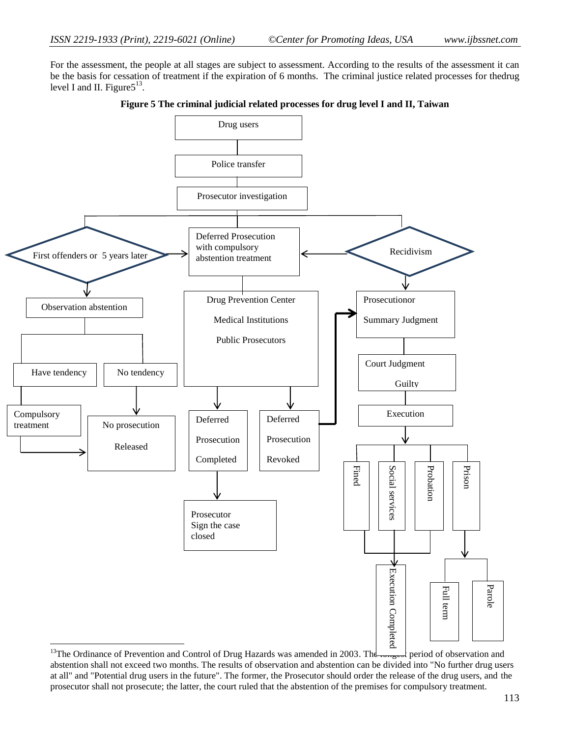For the assessment, the people at all stages are subject to assessment. According to the results of the assessment it can be the basis for cessation of treatment if the expiration of 6 months. The criminal justice related processes for thedrug level I and II. Figure5[13].

**Figure 5 The criminal judicial related processes for drug level I and II, Taiwan**

Drug users

Police transfer

Prosecutor investigation

First offenders or 5 years later

Deferred Prosecution with compulsory abstention treatment

Recidivism

Observation abstention

Drug Prevention Center

Medical Institutions

Public Prosecutors

Prosecutionor

Summary Judgment

Have tendency

No tendency

Court Judgment

Guilty

Compulsory treatment

No prosecution

Released

Deferred Prosecution Completed

Deferred Prosecution Revoked

Execution

Fined

Social services

Probation

Prison

Prosecutor Sign the case closed

Execution Completed

Full term

Parole

[13]The Ordinance of Prevention and Control of Drug Hazards was amended in 2003. The longest period of observation and abstention shall not exceed two months. The results of observation and abstention can be divided into "No further drug users at all" and "Potential drug users in the future". The former, the Prosecutor should order the release of the drug users, and the prosecutor shall not prosecute; the latter, the court ruled that the abstention of the premises for compulsory treatment.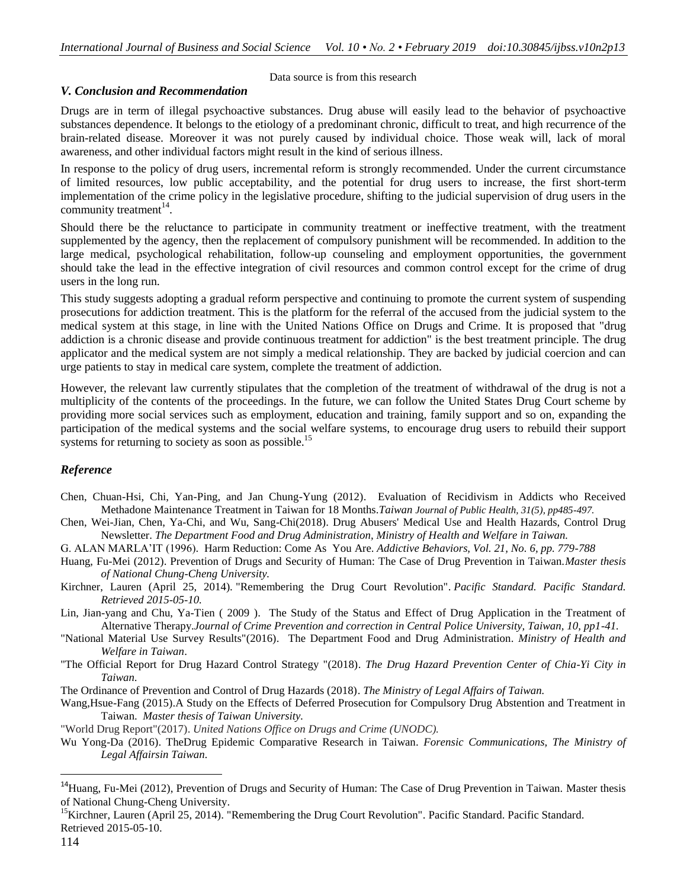Data source is from this research

### V. Conclusion and Recommendation

Drugs are in term of illegal psychoactive substances. Drug abuse will easily lead to the behavior of psychoactive substances dependence. It belongs to the etiology of a predominant chronic, difficult to treat, and high recurrence of the brain-related disease. Moreover it was not purely caused by individual choice. Those weak will, lack of moral awareness, and other individual factors might result in the kind of serious illness.

In response to the policy of drug users, incremental reform is strongly recommended. Under the current circumstance of limited resources, low public acceptability, and the potential for drug users to increase, the first short-term implementation of the crime policy in the legislative procedure, shifting to the judicial supervision of drug users in the community treatment[14].

Should there be the reluctance to participate in community treatment or ineffective treatment, with the treatment supplemented by the agency, then the replacement of compulsory punishment will be recommended. In addition to the large medical, psychological rehabilitation, follow-up counseling and employment opportunities, the government should take the lead in the effective integration of civil resources and common control except for the crime of drug users in the long run.

This study suggests adopting a gradual reform perspective and continuing to promote the current system of suspending prosecutions for addiction treatment. This is the platform for the referral of the accused from the judicial system to the medical system at this stage, in line with the United Nations Office on Drugs and Crime. It is proposed that "drug addiction is a chronic disease and provide continuous treatment for addiction" is the best treatment principle. The drug applicator and the medical system are not simply a medical relationship. They are backed by judicial coercion and can urge patients to stay in medical care system, complete the treatment of addiction.

However, the relevant law currently stipulates that the completion of the treatment of withdrawal of the drug is not a multiplicity of the contents of the proceedings. In the future, we can follow the United States Drug Court scheme by providing more social services such as employment, education and training, family support and so on, expanding the participation of the medical systems and the social welfare systems, to encourage drug users to rebuild their support systems for returning to society as soon as possible.[15]

### Reference

Chen, Chuan-Hsi, Chi, Yan-Ping, and Jan Chung-Yung (2012). Evaluation of Recidivism in Addicts who Received Methadone Maintenance Treatment in Taiwan for 18 Months.*Taiwan Journal of Public Health, 31(5), pp485-497.*

Chen, Wei-Jian, Chen, Ya-Chi, and Wu, Sang-Chi(2018). Drug Abusers' Medical Use and Health Hazards, Control Drug Newsletter. *The Department Food and Drug Administration, Ministry of Health and Welfare in Taiwan.*

G. ALAN MARLA'IT (1996). Harm Reduction: Come As You Are. *Addictive Behaviors, Vol. 21, No. 6, pp. 779-788*

Huang, Fu-Mei (2012). Prevention of Drugs and Security of Human: The Case of Drug Prevention in Taiwan.*Master thesis of National Chung-Cheng University.*

Kirchner, Lauren (April 25, 2014). "Remembering the Drug Court Revolution". *Pacific Standard. Pacific Standard. Retrieved 2015-05-10.*

Lin, Jian-yang and Chu, Ya-Tien ( 2009 ). The Study of the Status and Effect of Drug Application in the Treatment of Alternative Therapy.*Journal of Crime Prevention and correction in Central Police University, Taiwan, 10, pp1-41.*

"National Material Use Survey Results"(2016). The Department Food and Drug Administration. *Ministry of Health and Welfare in Taiwan*.

"The Official Report for Drug Hazard Control Strategy "(2018). *The Drug Hazard Prevention Center of Chia-Yi City in Taiwan.*

The Ordinance of Prevention and Control of Drug Hazards (2018). *The Ministry of Legal Affairs of Taiwan.*

Wang,Hsue-Fang (2015).A Study on the Effects of Deferred Prosecution for Compulsory Drug Abstention and Treatment in Taiwan. *Master thesis of Taiwan University.*

"World Drug Report"(2017). *United Nations Office on Drugs and Crime (UNODC).*

Wu Yong-Da (2016). TheDrug Epidemic Comparative Research in Taiwan. *Forensic Communications, The Ministry of Legal Affairsin Taiwan.*

---

[14]Huang, Fu-Mei (2012), Prevention of Drugs and Security of Human: The Case of Drug Prevention in Taiwan. Master thesis of National Chung-Cheng University.

[15]Kirchner, Lauren (April 25, 2014). "Remembering the Drug Court Revolution". Pacific Standard. Pacific Standard. Retrieved 2015-05-10.